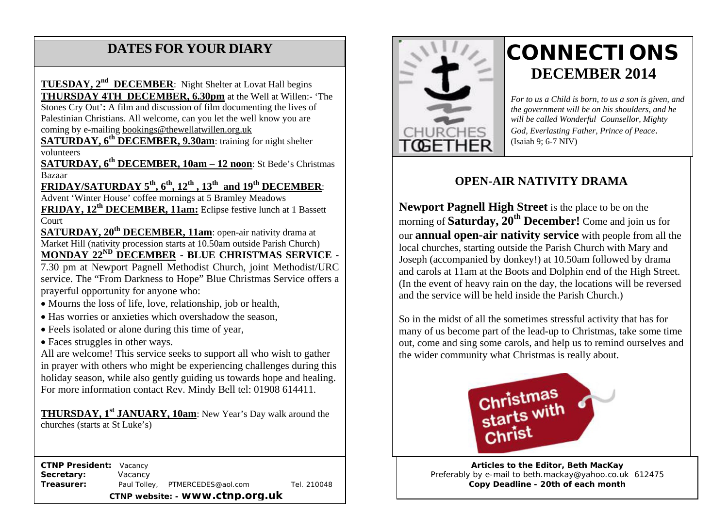## DATES FOR YOUR DIARY

**TUESDAY, 2nd DECEMBER**: Night Shelter at Lovat Hall begins

**THURSDAY 4TH DECEMBER, 6.30pm** at the Well at Willen:- 'The Stones Cry Out'**:** A film and discussion of film documenting the lives of Palestinian Christians. All welcome, can you let the well know you are coming by e-mailing bookings@thewellatwillen.org.uk

**SATURDAY, 6th DECEMBER, 9.30am**: training for night shelter volunteers

**SATURDAY, 6th DECEMBER, 10am – 12 noon**: St Bede's Christmas Bazaar

**FRIDAY/SATURDAY 5th, 6th, 12th, 13th and 19th DECEMBER**: Advent 'Winter House' coffee mornings at 5 Bramley Meadows

**FRIDAY, 12th DECEMBER, 11am:** Eclipse festive lunch at 1 Bassett Court

**SATURDAY, 20th DECEMBER, 11am**: open-air nativity drama at Market Hill (nativity procession starts at 10.50am outside Parish Church)

**MONDAY 22ND DECEMBER - BLUE CHRISTMAS SERVICE -** 7.30 pm at Newport Pagnell Methodist Church, joint Methodist/URC service. The "From Darkness to Hope" Blue Christmas Service offers a prayerful opportunity for anyone who:

- Mourns the loss of life, love, relationship, job or health,
- Has worries or anxieties which overshadow the season,
- Feels isolated or alone during this time of year,
- Faces struggles in other ways.

All are welcome! This service seeks to support all who wish to gather in prayer with others who might be experiencing challenges during this holiday season, while also gently guiding us towards hope and healing. For more information contact Rev. Mindy Bell tel: 01908 614411.

**THURSDAY, 1st JANUARY, 10am**: New Year's Day walk around the churches (starts at St Luke's)

**CTNP President:** Vacancy
**Secretary:** Vacancy
**Treasurer:** Paul Tolley, PTMERCEDES@aol.com Tel. 210048

**CTNP website: - www.ctnp.org.uk**

# CONNECTIONS
## DECEMBER 2014

*For to us a Child is born, to us a son is given, and the government will be on his shoulders, and he will be called Wonderful Counsellor, Mighty God, Everlasting Father, Prince of Peace*. (Isaiah 9; 6-7 NIV)

### OPEN-AIR NATIVITY DRAMA

**Newport Pagnell High Street** is the place to be on the morning of **Saturday, 20th December!** Come and join us for our **annual open-air nativity service** with people from all the local churches, starting outside the Parish Church with Mary and Joseph (accompanied by donkey!) at 10.50am followed by drama and carols at 11am at the Boots and Dolphin end of the High Street. (In the event of heavy rain on the day, the locations will be reversed and the service will be held inside the Parish Church.)

So in the midst of all the sometimes stressful activity that has for many of us become part of the lead-up to Christmas, take some time out, come and sing some carols, and help us to remind ourselves and the wider community what Christmas is really about.

**Articles to the Editor, Beth MacKay**
Preferably by e-mail to beth.mackay@yahoo.co.uk 612475
**Copy Deadline - 20th of each month**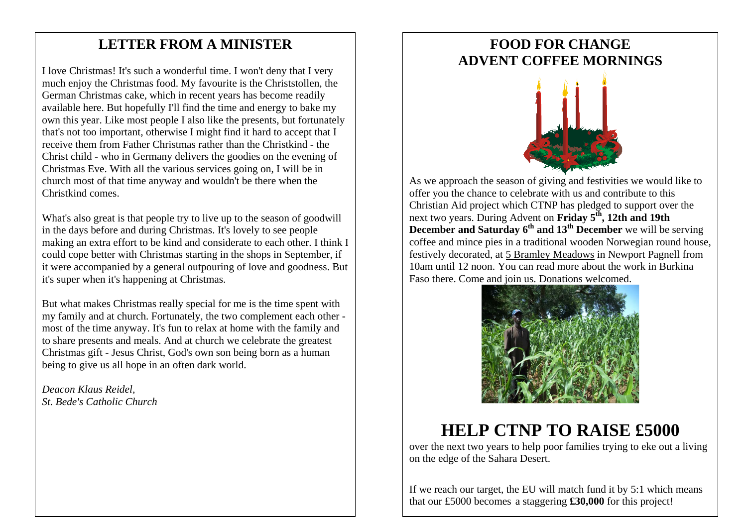## LETTER FROM A MINISTER

I love Christmas! It's such a wonderful time. I won't deny that I very much enjoy the Christmas food. My favourite is the Christstollen, the German Christmas cake, which in recent years has become readily available here. But hopefully I'll find the time and energy to bake my own this year. Like most people I also like the presents, but fortunately that's not too important, otherwise I might find it hard to accept that I receive them from Father Christmas rather than the Christkind - the Christ child - who in Germany delivers the goodies on the evening of Christmas Eve. With all the various services going on, I will be in church most of that time anyway and wouldn't be there when the Christkind comes.

What's also great is that people try to live up to the season of goodwill in the days before and during Christmas. It's lovely to see people making an extra effort to be kind and considerate to each other. I think I could cope better with Christmas starting in the shops in September, if it were accompanied by a general outpouring of love and goodness. But it's super when it's happening at Christmas.

But what makes Christmas really special for me is the time spent with my family and at church. Fortunately, the two complement each other - most of the time anyway. It's fun to relax at home with the family and to share presents and meals. And at church we celebrate the greatest Christmas gift - Jesus Christ, God's own son being born as a human being to give us all hope in an often dark world.

*Deacon Klaus Reidel,*
*St. Bede's Catholic Church*

## FOOD FOR CHANGE
## ADVENT COFFEE MORNINGS

As we approach the season of giving and festivities we would like to offer you the chance to celebrate with us and contribute to this Christian Aid project which CTNP has pledged to support over the next two years. During Advent on **Friday 5th, 12th and 19th December and Saturday 6th and 13th December** we will be serving coffee and mince pies in a traditional wooden Norwegian round house, festively decorated, at 5 Bramley Meadows in Newport Pagnell from 10am until 12 noon. You can read more about the work in Burkina Faso there. Come and join us. Donations welcomed.

# HELP CTNP TO RAISE £5000

over the next two years to help poor families trying to eke out a living on the edge of the Sahara Desert.

If we reach our target, the EU will match fund it by 5:1 which means that our £5000 becomes a staggering **£30,000** for this project!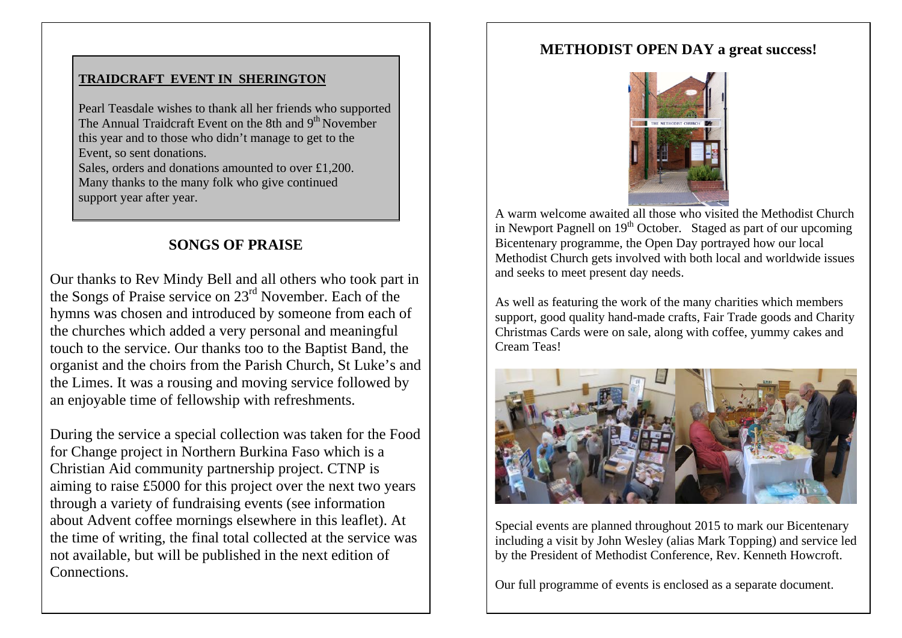**TRAIDCRAFT EVENT IN SHERINGTON**

Pearl Teasdale wishes to thank all her friends who supported The Annual Traidcraft Event on the 8th and 9th November this year and to those who didn't manage to get to the Event, so sent donations.
Sales, orders and donations amounted to over £1,200.
Many thanks to the many folk who give continued support year after year.

## SONGS OF PRAISE

Our thanks to Rev Mindy Bell and all others who took part in the Songs of Praise service on 23rd November. Each of the hymns was chosen and introduced by someone from each of the churches which added a very personal and meaningful touch to the service. Our thanks too to the Baptist Band, the organist and the choirs from the Parish Church, St Luke's and the Limes. It was a rousing and moving service followed by an enjoyable time of fellowship with refreshments.

During the service a special collection was taken for the Food for Change project in Northern Burkina Faso which is a Christian Aid community partnership project. CTNP is aiming to raise £5000 for this project over the next two years through a variety of fundraising events (see information about Advent coffee mornings elsewhere in this leaflet). At the time of writing, the final total collected at the service was not available, but will be published in the next edition of Connections.

## METHODIST OPEN DAY a great success!

A warm welcome awaited all those who visited the Methodist Church in Newport Pagnell on 19th October. Staged as part of our upcoming Bicentenary programme, the Open Day portrayed how our local Methodist Church gets involved with both local and worldwide issues and seeks to meet present day needs.

As well as featuring the work of the many charities which members support, good quality hand-made crafts, Fair Trade goods and Charity Christmas Cards were on sale, along with coffee, yummy cakes and Cream Teas!

Special events are planned throughout 2015 to mark our Bicentenary including a visit by John Wesley (alias Mark Topping) and service led by the President of Methodist Conference, Rev. Kenneth Howcroft.

Our full programme of events is enclosed as a separate document.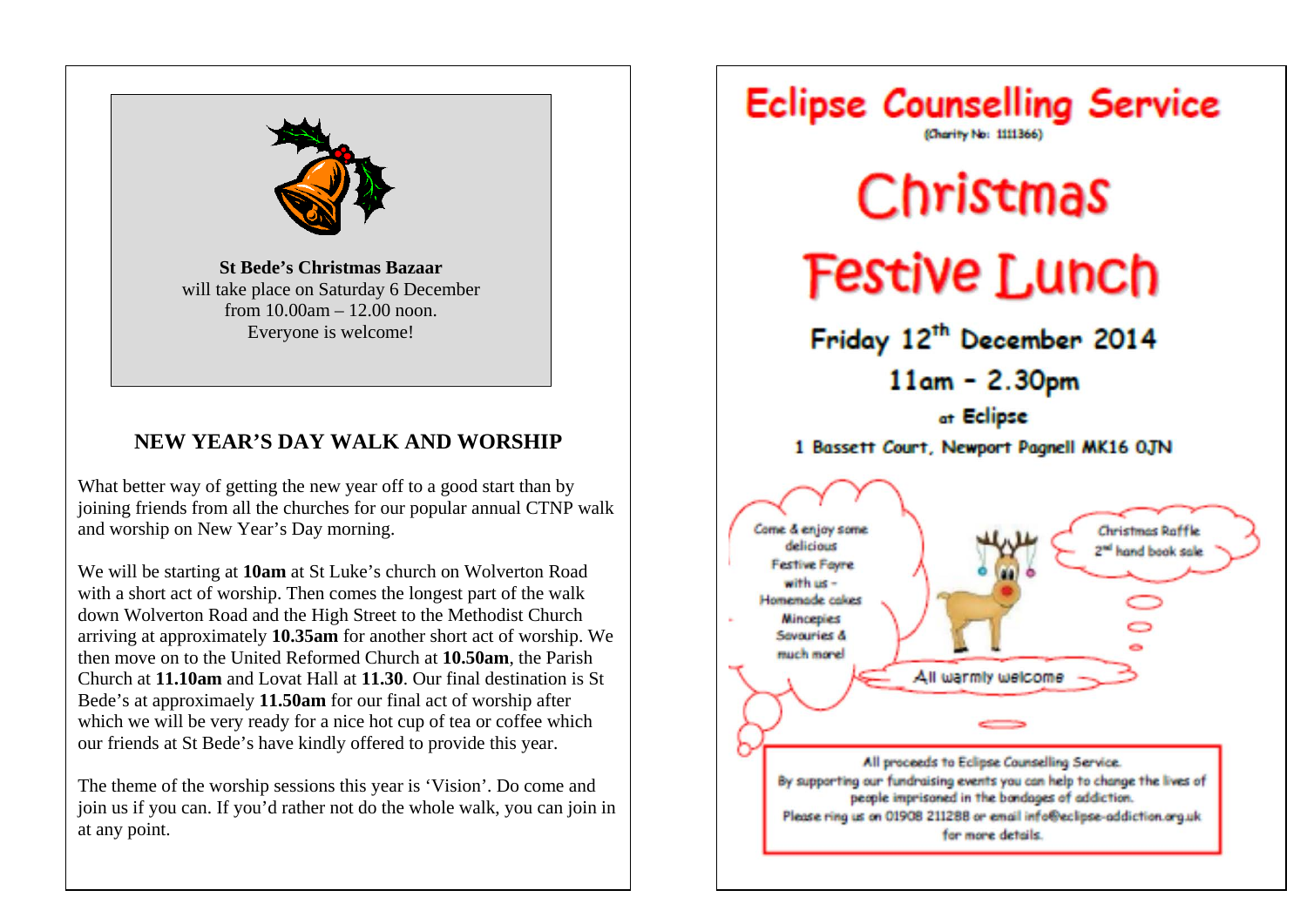**St Bede's Christmas Bazaar**
will take place on Saturday 6 December
from 10.00am – 12.00 noon.
Everyone is welcome!

## NEW YEAR'S DAY WALK AND WORSHIP

What better way of getting the new year off to a good start than by joining friends from all the churches for our popular annual CTNP walk and worship on New Year's Day morning.

We will be starting at **10am** at St Luke's church on Wolverton Road with a short act of worship. Then comes the longest part of the walk down Wolverton Road and the High Street to the Methodist Church arriving at approximately **10.35am** for another short act of worship. We then move on to the United Reformed Church at **10.50am**, the Parish Church at **11.10am** and Lovat Hall at **11.30**. Our final destination is St Bede's at approximaely **11.50am** for our final act of worship after which we will be very ready for a nice hot cup of tea or coffee which our friends at St Bede's have kindly offered to provide this year.

The theme of the worship sessions this year is 'Vision'. Do come and join us if you can. If you'd rather not do the whole walk, you can join in at any point.

# Eclipse Counselling Service

(Charity No: 1111366)

# Christmas Festive Lunch

### Friday 12th December 2014

### 11am - 2.30pm

at **Eclipse**

1 Bassett Court, Newport Pagnell MK16 0JN

Come & enjoy some delicious Festive Fayre with us – Homemade cakes Mincepies Savouries & much more!

Christmas Raffle
2nd hand book sale

All warmly welcome

All proceeds to Eclipse Counselling Service.
By supporting our fundraising events you can help to change the lives of people imprisoned in the bondages of addiction.
Please ring us on 01908 211288 or email info@eclipse-addiction.org.uk for more details.